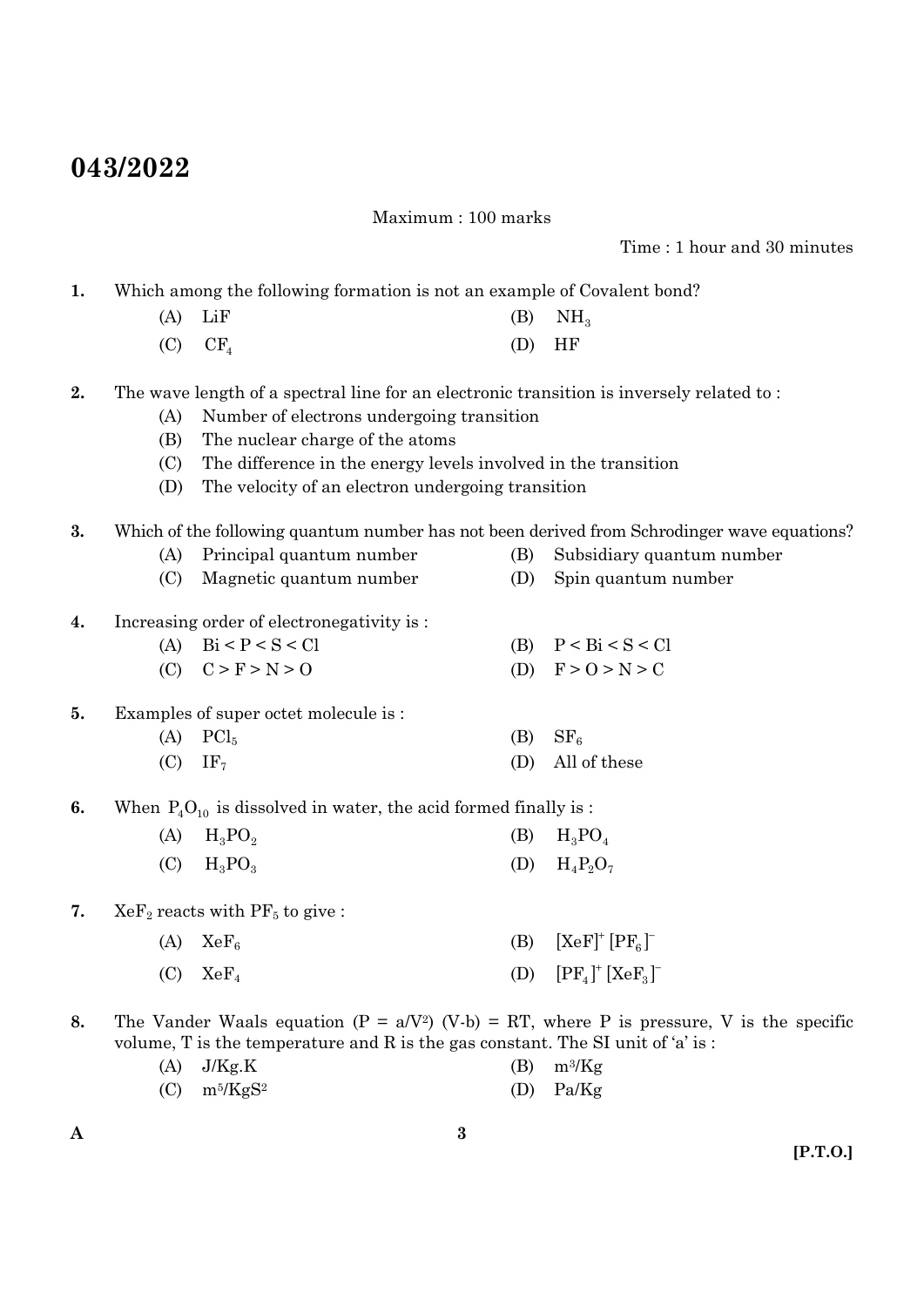# 043/2022

Maximum : 100 marks

Time : 1 hour and 30 minutes

1. Which among the following formation is not an example of Covalent bond?
   - (A) LiF
   - (B) $NH_3$
   - (C) $CF_4$
   - (D) HF

2. The wave length of a spectral line for an electronic transition is inversely related to :
   - (A) Number of electrons undergoing transition
   - (B) The nuclear charge of the atoms
   - (C) The difference in the energy levels involved in the transition
   - (D) The velocity of an electron undergoing transition

3. Which of the following quantum number has not been derived from Schrodinger wave equations?
   - (A) Principal quantum number
   - (B) Subsidiary quantum number
   - (C) Magnetic quantum number
   - (D) Spin quantum number

4. Increasing order of electronegativity is :
   - (A) Bi < P < S < Cl
   - (B) P < Bi < S < Cl
   - (C) C > F > N > O
   - (D) F > O > N > C

5. Examples of super octet molecule is :
   - (A) $PCl_5$
   - (B) $SF_6$
   - (C) $IF_7$
   - (D) All of these

6. When $P_4O_{10}$ is dissolved in water, the acid formed finally is :
   - (A) $H_3PO_2$
   - (B) $H_3PO_4$
   - (C) $H_3PO_3$
   - (D) $H_4P_2O_7$

7. $XeF_2$ reacts with $PF_5$ to give :
   - (A) $XeF_6$
   - (B) $[XeF]^+ [PF_6]^-$
   - (C) $XeF_4$
   - (D) $[PF_4]^+ [XeF_3]^-$

8. The Vander Waals equation $(P = a/V^2)$ $(V-b) = RT$, where P is pressure, V is the specific volume, T is the temperature and R is the gas constant. The SI unit of 'a' is :
   - (A) J/Kg.K
   - (B) $m^3$/Kg
   - (C) $m^5$/Kg$S^2$
   - (D) Pa/Kg

A

[P.T.O.]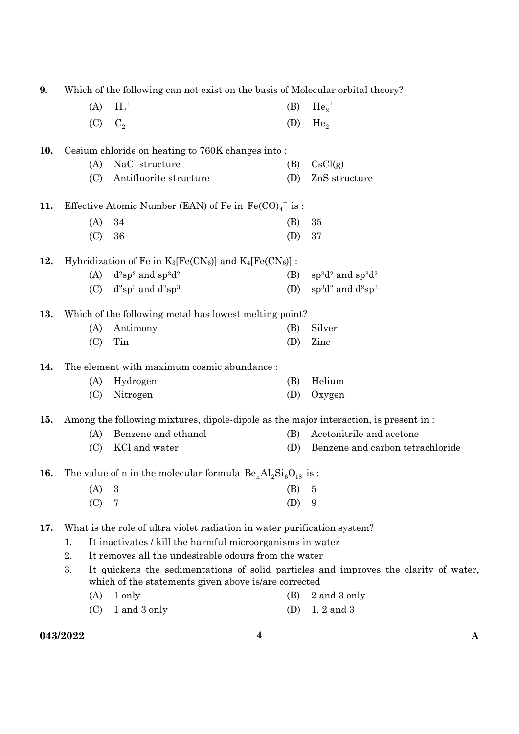9. Which of the following can not exist on the basis of Molecular orbital theory?

(A) $H_2^+$
(B) $He_2^+$
(C) $C_2$
(D) $He_2$

10. Cesium chloride on heating to 760K changes into :

(A) NaCl structure
(B) CsCl(g)
(C) Antifluorite structure
(D) ZnS structure

11. Effective Atomic Number (EAN) of Fe in $Fe(CO)_4^-$ is :

(A) 34
(B) 35
(C) 36
(D) 37

12. Hybridization of Fe in $K_3[Fe(CN_6)]$ and $K_4[Fe(CN_6)]$ :

(A) $d^2sp^3$ and $sp^3d^2$
(B) $sp^3d^2$ and $sp^3d^2$
(C) $d^2sp^3$ and $d^2sp^3$
(D) $sp^3d^2$ and $d^2sp^3$

13. Which of the following metal has lowest melting point?

(A) Antimony
(B) Silver
(C) Tin
(D) Zinc

14. The element with maximum cosmic abundance :

(A) Hydrogen
(B) Helium
(C) Nitrogen
(D) Oxygen

15. Among the following mixtures, dipole-dipole as the major interaction, is present in :

(A) Benzene and ethanol
(B) Acetonitrile and acetone
(C) KCl and water
(D) Benzene and carbon tetrachloride

16. The value of n in the molecular formula $Be_nAl_2Si_6O_{18}$ is :

(A) 3
(B) 5
(C) 7
(D) 9

17. What is the role of ultra violet radiation in water purification system?

1. It inactivates / kill the harmful microorganisms in water
2. It removes all the undesirable odours from the water
3. It quickens the sedimentations of solid particles and improves the clarity of water, which of the statements given above is/are corrected

(A) 1 only
(B) 2 and 3 only
(C) 1 and 3 only
(D) 1, 2 and 3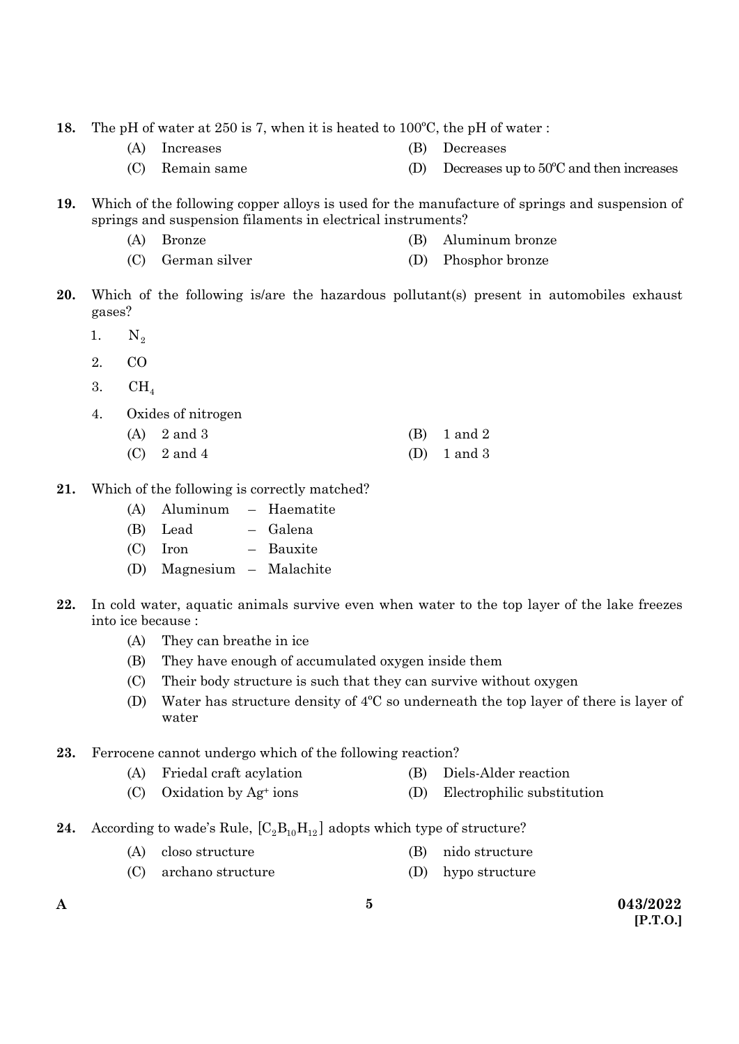18. The pH of water at 250 is 7, when it is heated to 100ºC, the pH of water :

  (A) Increases  (B) Decreases

  (C) Remain same  (D) Decreases up to 50ºC and then increases

19. Which of the following copper alloys is used for the manufacture of springs and suspension of springs and suspension filaments in electrical instruments?

  (A) Bronze  (B) Aluminum bronze

  (C) German silver  (D) Phosphor bronze

20. Which of the following is/are the hazardous pollutant(s) present in automobiles exhaust gases?

  1. $N_2$
  2. CO
  3. $CH_4$
  4. Oxides of nitrogen

  (A) 2 and 3  (B) 1 and 2

  (C) 2 and 4  (D) 1 and 3

21. Which of the following is correctly matched?

  (A) Aluminum – Haematite

  (B) Lead – Galena

  (C) Iron – Bauxite

  (D) Magnesium – Malachite

22. In cold water, aquatic animals survive even when water to the top layer of the lake freezes into ice because :

  (A) They can breathe in ice

  (B) They have enough of accumulated oxygen inside them

  (C) Their body structure is such that they can survive without oxygen

  (D) Water has structure density of 4ºC so underneath the top layer of there is layer of water

23. Ferrocene cannot undergo which of the following reaction?

  (A) Friedal craft acylation  (B) Diels-Alder reaction

  (C) Oxidation by $Ag^+$ ions  (D) Electrophilic substitution

24. According to wade's Rule, $[C_2B_{10}H_{12}]$ adopts which type of structure?

  (A) closo structure  (B) nido structure

  (C) archano structure  (D) hypo structure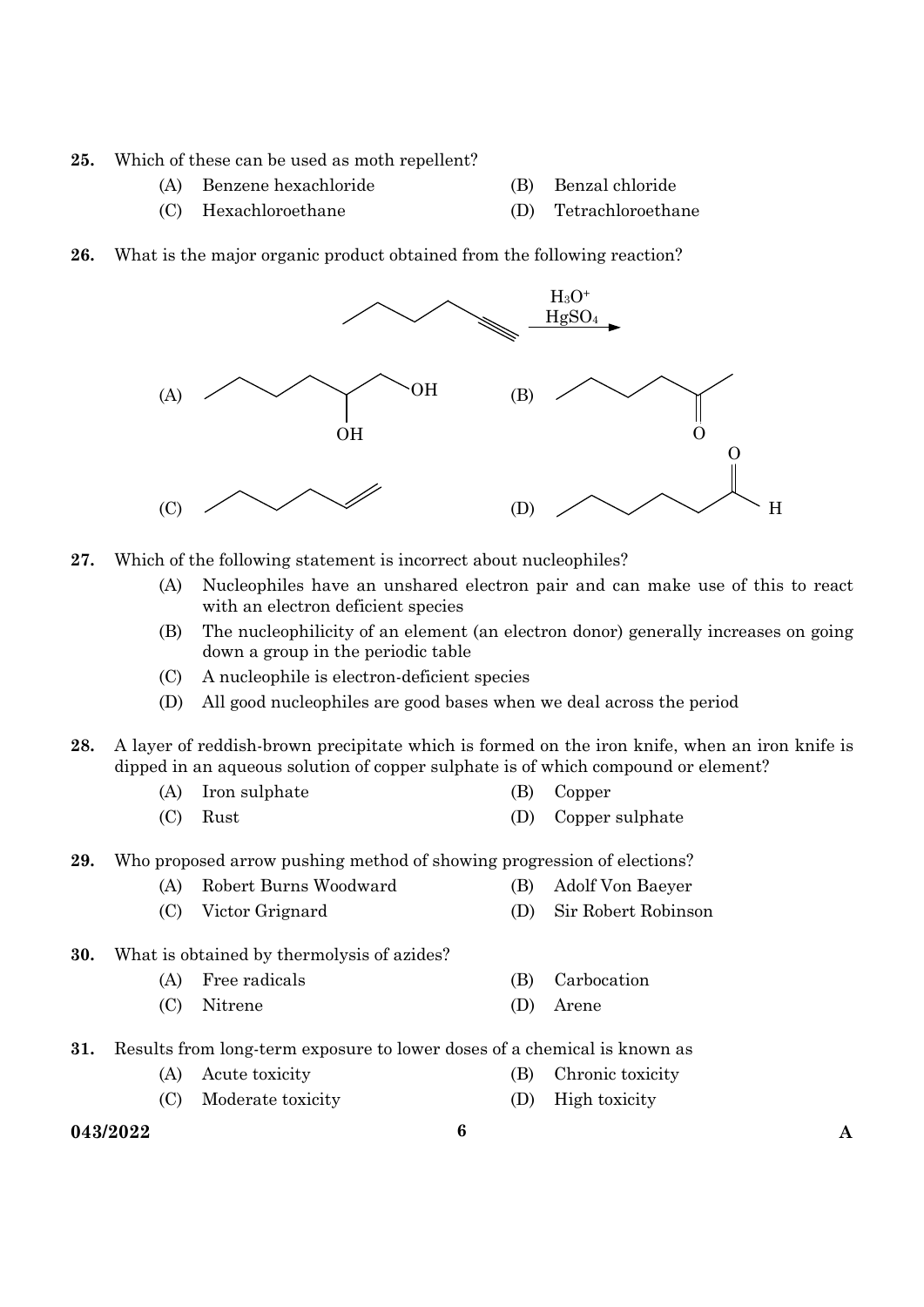25. Which of these can be used as moth repellent?

(A) Benzene hexachloride
(B) Benzal chloride
(C) Hexachloroethane
(D) Tetrachloroethane

26. What is the major organic product obtained from the following reaction?

$$CH_3CH_2CH_2CH_2C\equiv CH \xrightarrow[HgSO_4]{H_3O^+}$$

(A) $CH_3CH_2CH_2CH_2CH(OH)CH_2OH$
(B) $CH_3CH_2CH_2CH_2C(=O)CH_3$
(C) $CH_3CH_2CH_2CH_2CH=CH_2$
(D) $CH_3CH_2CH_2CH_2CH_2CHO$

27. Which of the following statement is incorrect about nucleophiles?

(A) Nucleophiles have an unshared electron pair and can make use of this to react with an electron deficient species
(B) The nucleophilicity of an element (an electron donor) generally increases on going down a group in the periodic table
(C) A nucleophile is electron-deficient species
(D) All good nucleophiles are good bases when we deal across the period

28. A layer of reddish-brown precipitate which is formed on the iron knife, when an iron knife is dipped in an aqueous solution of copper sulphate is of which compound or element?

(A) Iron sulphate
(B) Copper
(C) Rust
(D) Copper sulphate

29. Who proposed arrow pushing method of showing progression of elections?

(A) Robert Burns Woodward
(B) Adolf Von Baeyer
(C) Victor Grignard
(D) Sir Robert Robinson

30. What is obtained by thermolysis of azides?

(A) Free radicals
(B) Carbocation
(C) Nitrene
(D) Arene

31. Results from long-term exposure to lower doses of a chemical is known as

(A) Acute toxicity
(B) Chronic toxicity
(C) Moderate toxicity
(D) High toxicity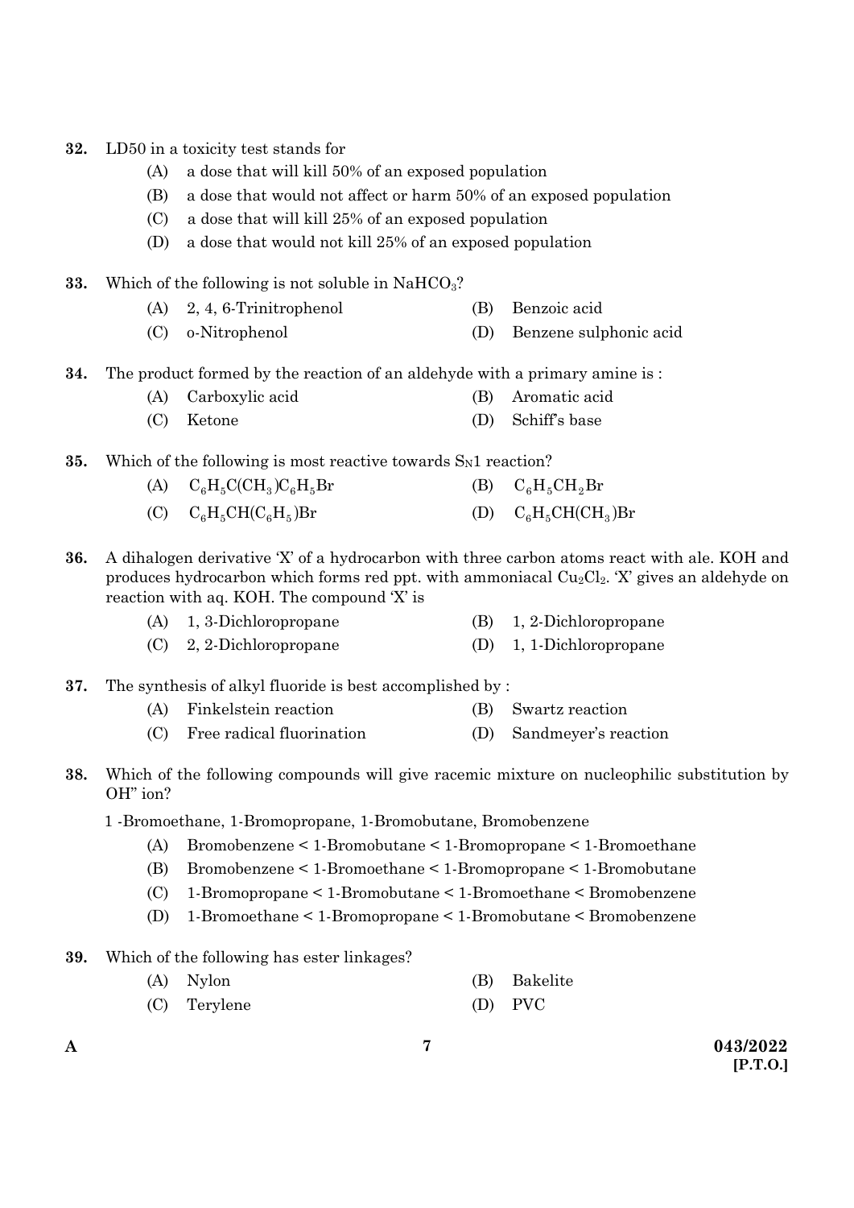32. LD50 in a toxicity test stands for

    (A) a dose that will kill 50% of an exposed population
    (B) a dose that would not affect or harm 50% of an exposed population
    (C) a dose that will kill 25% of an exposed population
    (D) a dose that would not kill 25% of an exposed population

33. Which of the following is not soluble in $NaHCO_3$?

    (A) 2, 4, 6-Trinitrophenol
    (B) Benzoic acid
    (C) o-Nitrophenol
    (D) Benzene sulphonic acid

34. The product formed by the reaction of an aldehyde with a primary amine is :

    (A) Carboxylic acid
    (B) Aromatic acid
    (C) Ketone
    (D) Schiff's base

35. Which of the following is most reactive towards $S_N1$ reaction?

    (A) $C_6H_5C(CH_3)C_6H_5Br$
    (B) $C_6H_5CH_2Br$
    (C) $C_6H_5CH(C_6H_5)Br$
    (D) $C_6H_5CH(CH_3)Br$

36. A dihalogen derivative 'X' of a hydrocarbon with three carbon atoms react with alc. KOH and produces hydrocarbon which forms red ppt. with ammoniacal $Cu_2Cl_2$. 'X' gives an aldehyde on reaction with aq. KOH. The compound 'X' is

    (A) 1, 3-Dichloropropane
    (B) 1, 2-Dichloropropane
    (C) 2, 2-Dichloropropane
    (D) 1, 1-Dichloropropane

37. The synthesis of alkyl fluoride is best accomplished by :

    (A) Finkelstein reaction
    (B) Swartz reaction
    (C) Free radical fluorination
    (D) Sandmeyer's reaction

38. Which of the following compounds will give racemic mixture on nucleophilic substitution by OH" ion?

    1 -Bromoethane, 1-Bromopropane, 1-Bromobutane, Bromobenzene

    (A) Bromobenzene < 1-Bromobutane < 1-Bromopropane < 1-Bromoethane
    (B) Bromobenzene < 1-Bromoethane < 1-Bromopropane < 1-Bromobutane
    (C) 1-Bromopropane < 1-Bromobutane < 1-Bromoethane < Bromobenzene
    (D) 1-Bromoethane < 1-Bromopropane < 1-Bromobutane < Bromobenzene

39. Which of the following has ester linkages?

    (A) Nylon
    (B) Bakelite
    (C) Terylene
    (D) PVC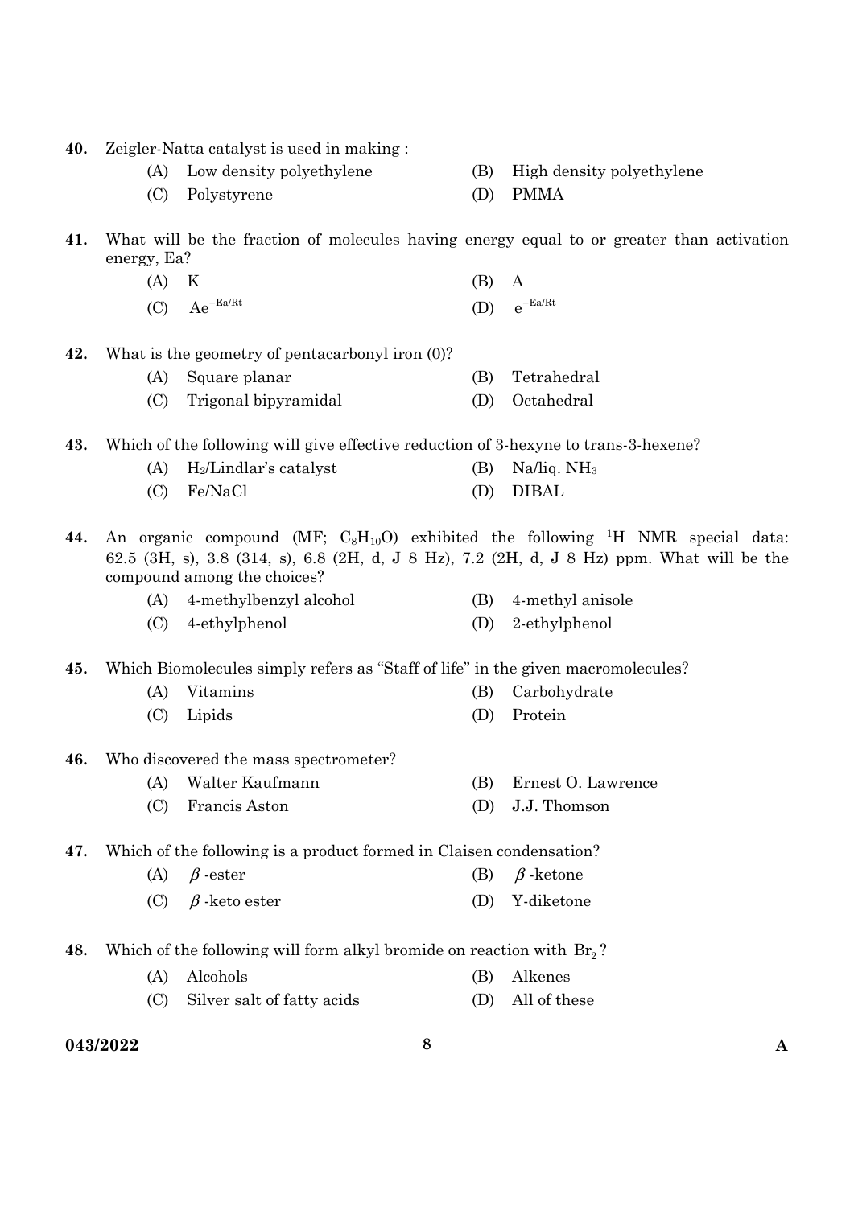40. Zeigler-Natta catalyst is used in making :

(A) Low density polyethylene
(B) High density polyethylene
(C) Polystyrene
(D) PMMA

41. What will be the fraction of molecules having energy equal to or greater than activation energy, Ea?

(A) K
(B) A
(C) $Ae^{-Ea/Rt}$
(D) $e^{-Ea/Rt}$

42. What is the geometry of pentacarbonyl iron (0)?

(A) Square planar
(B) Tetrahedral
(C) Trigonal bipyramidal
(D) Octahedral

43. Which of the following will give effective reduction of 3-hexyne to trans-3-hexene?

(A) $H_2$/Lindlar's catalyst
(B) Na/liq. $NH_3$
(C) Fe/NaCl
(D) DIBAL

44. An organic compound (MF; $C_8H_{10}O$) exhibited the following $^1$H NMR special data: 62.5 (3H, s), 3.8 (314, s), 6.8 (2H, d, J 8 Hz), 7.2 (2H, d, J 8 Hz) ppm. What will be the compound among the choices?

(A) 4-methylbenzyl alcohol
(B) 4-methyl anisole
(C) 4-ethylphenol
(D) 2-ethylphenol

45. Which Biomolecules simply refers as "Staff of life" in the given macromolecules?

(A) Vitamins
(B) Carbohydrate
(C) Lipids
(D) Protein

46. Who discovered the mass spectrometer?

(A) Walter Kaufmann
(B) Ernest O. Lawrence
(C) Francis Aston
(D) J.J. Thomson

47. Which of the following is a product formed in Claisen condensation?

(A) $\beta$-ester
(B) $\beta$-ketone
(C) $\beta$-keto ester
(D) Y-diketone

48. Which of the following will form alkyl bromide on reaction with $Br_2$?

(A) Alcohols
(B) Alkenes
(C) Silver salt of fatty acids
(D) All of these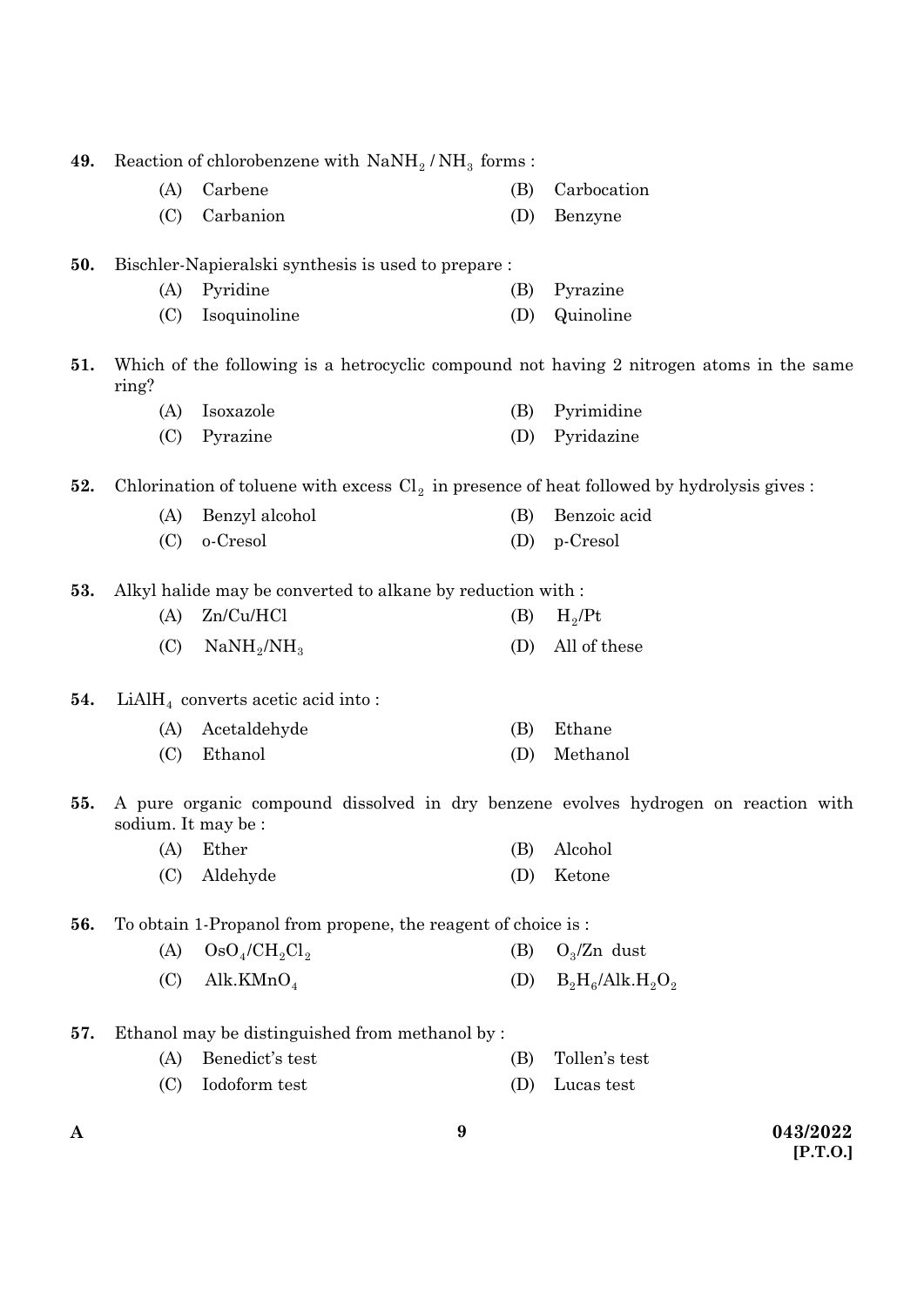**49.** Reaction of chlorobenzene with $NaNH_2 / NH_3$ forms :

(A) Carbene
(B) Carbocation
(C) Carbanion
(D) Benzyne

**50.** Bischler-Napieralski synthesis is used to prepare :

(A) Pyridine
(B) Pyrazine
(C) Isoquinoline
(D) Quinoline

**51.** Which of the following is a hetrocyclic compound not having 2 nitrogen atoms in the same ring?

(A) Isoxazole
(B) Pyrimidine
(C) Pyrazine
(D) Pyridazine

**52.** Chlorination of toluene with excess $Cl_2$ in presence of heat followed by hydrolysis gives :

(A) Benzyl alcohol
(B) Benzoic acid
(C) o-Cresol
(D) p-Cresol

**53.** Alkyl halide may be converted to alkane by reduction with :

(A) Zn/Cu/HCl
(B) $H_2/Pt$
(C) $NaNH_2/NH_3$
(D) All of these

**54.** $LiAlH_4$ converts acetic acid into :

(A) Acetaldehyde
(B) Ethane
(C) Ethanol
(D) Methanol

**55.** A pure organic compound dissolved in dry benzene evolves hydrogen on reaction with sodium. It may be :

(A) Ether
(B) Alcohol
(C) Aldehyde
(D) Ketone

**56.** To obtain 1-Propanol from propene, the reagent of choice is :

(A) $OsO_4/CH_2Cl_2$
(B) $O_3$/Zn dust
(C) Alk.$KMnO_4$
(D) $B_2H_6$/Alk.$H_2O_2$

**57.** Ethanol may be distinguished from methanol by :

(A) Benedict's test
(B) Tollen's test
(C) Iodoform test
(D) Lucas test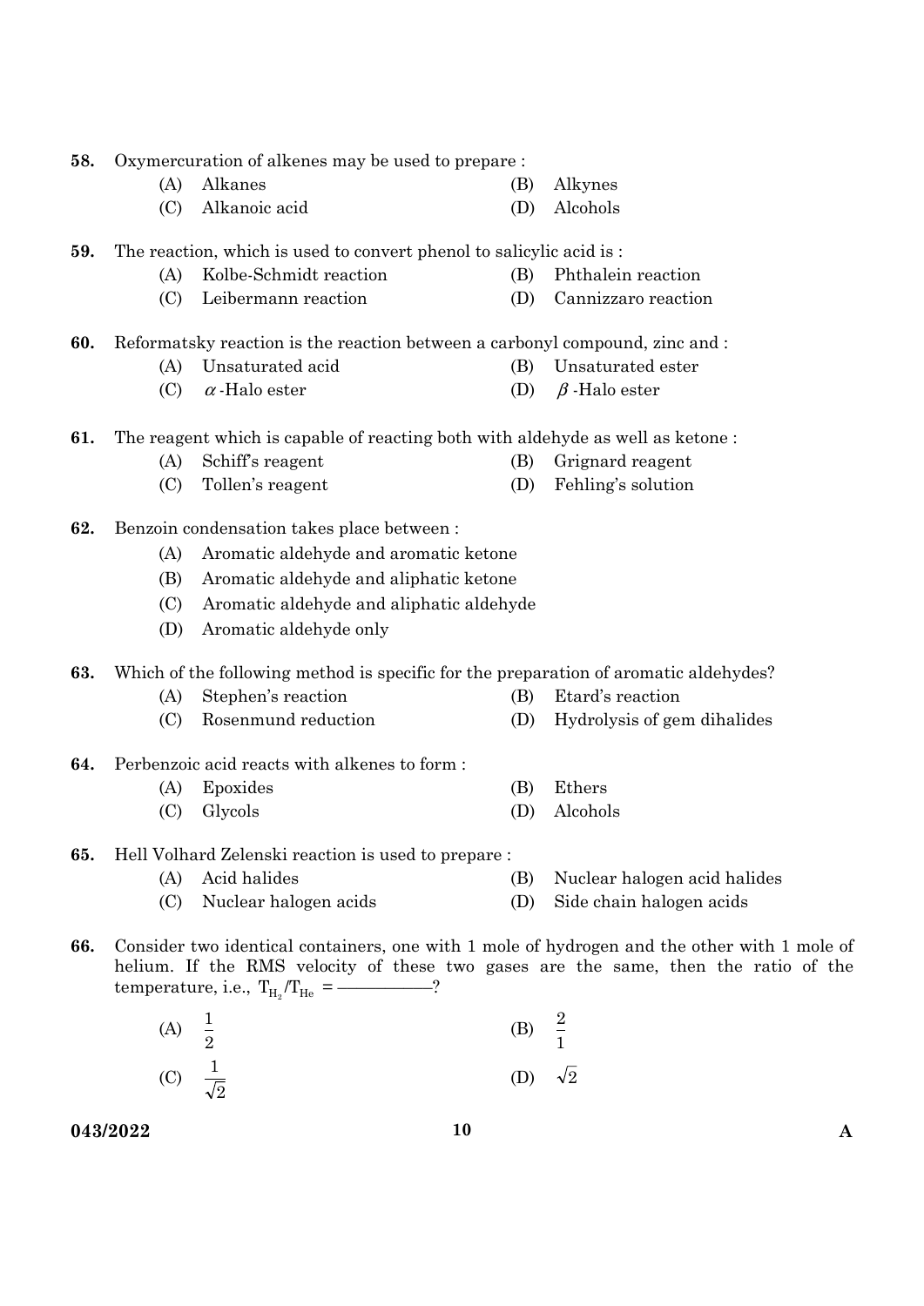58. Oxymercuration of alkenes may be used to prepare :

  (A) Alkanes  (B) Alkynes

  (C) Alkanoic acid  (D) Alcohols

59. The reaction, which is used to convert phenol to salicylic acid is :

  (A) Kolbe-Schmidt reaction  (B) Phthalein reaction

  (C) Leibermann reaction  (D) Cannizzaro reaction

60. Reformatsky reaction is the reaction between a carbonyl compound, zinc and :

  (A) Unsaturated acid  (B) Unsaturated ester

  (C) $\alpha$-Halo ester  (D) $\beta$-Halo ester

61. The reagent which is capable of reacting both with aldehyde as well as ketone :

  (A) Schiff's reagent  (B) Grignard reagent

  (C) Tollen's reagent  (D) Fehling's solution

62. Benzoin condensation takes place between :

  (A) Aromatic aldehyde and aromatic ketone

  (B) Aromatic aldehyde and aliphatic ketone

  (C) Aromatic aldehyde and aliphatic aldehyde

  (D) Aromatic aldehyde only

63. Which of the following method is specific for the preparation of aromatic aldehydes?

  (A) Stephen's reaction  (B) Etard's reaction

  (C) Rosenmund reduction  (D) Hydrolysis of gem dihalides

64. Perbenzoic acid reacts with alkenes to form :

  (A) Epoxides  (B) Ethers

  (C) Glycols  (D) Alcohols

65. Hell Volhard Zelenski reaction is used to prepare :

  (A) Acid halides  (B) Nuclear halogen acid halides

  (C) Nuclear halogen acids  (D) Side chain halogen acids

66. Consider two identical containers, one with 1 mole of hydrogen and the other with 1 mole of helium. If the RMS velocity of these two gases are the same, then the ratio of the temperature, i.e., $T_{H_2}/T_{He}$ = ―――――?

  (A) $\frac{1}{2}$  (B) $\frac{2}{1}$

  (C) $\frac{1}{\sqrt{2}}$  (D) $\sqrt{2}$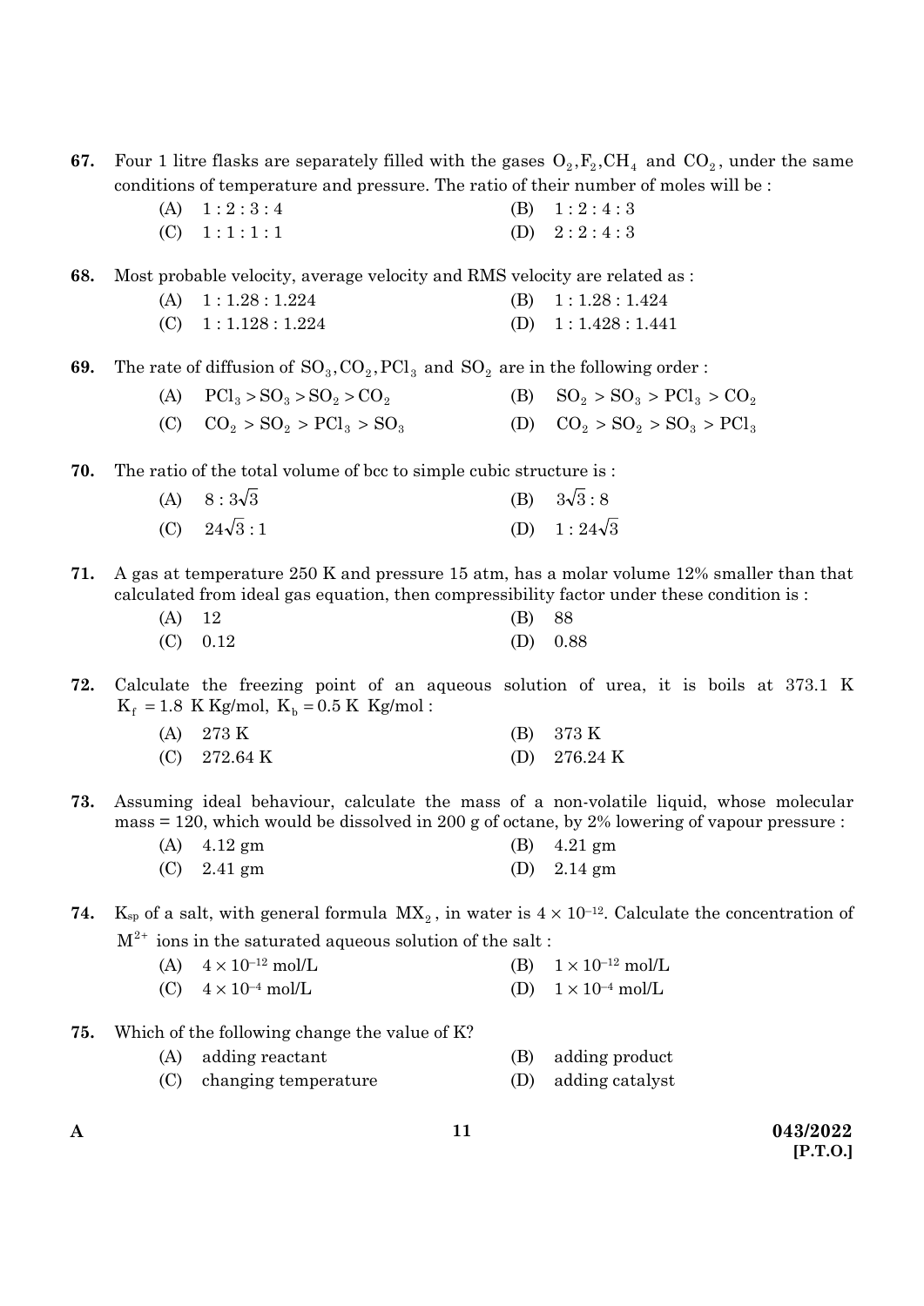67. Four 1 litre flasks are separately filled with the gases $O_2, F_2, CH_4$ and $CO_2$, under the same conditions of temperature and pressure. The ratio of their number of moles will be :

(A) 1 : 2 : 3 : 4
(B) 1 : 2 : 4 : 3
(C) 1 : 1 : 1 : 1
(D) 2 : 2 : 4 : 3

68. Most probable velocity, average velocity and RMS velocity are related as :

(A) 1 : 1.28 : 1.224
(B) 1 : 1.28 : 1.424
(C) 1 : 1.128 : 1.224
(D) 1 : 1.428 : 1.441

69. The rate of diffusion of $SO_3, CO_2, PCl_3$ and $SO_2$ are in the following order :

(A) $PCl_3 > SO_3 > SO_2 > CO_2$
(B) $SO_2 > SO_3 > PCl_3 > CO_2$
(C) $CO_2 > SO_2 > PCl_3 > SO_3$
(D) $CO_2 > SO_2 > SO_3 > PCl_3$

70. The ratio of the total volume of bcc to simple cubic structure is :

(A) $8 : 3\sqrt{3}$
(B) $3\sqrt{3} : 8$
(C) $24\sqrt{3} : 1$
(D) $1 : 24\sqrt{3}$

71. A gas at temperature 250 K and pressure 15 atm, has a molar volume 12% smaller than that calculated from ideal gas equation, then compressibility factor under these condition is :

(A) 12
(B) 88
(C) 0.12
(D) 0.88

72. Calculate the freezing point of an aqueous solution of urea, it is boils at 373.1 K $K_f = 1.8$ K Kg/mol, $K_b = 0.5$ K Kg/mol :

(A) 273 K
(B) 373 K
(C) 272.64 K
(D) 276.24 K

73. Assuming ideal behaviour, calculate the mass of a non-volatile liquid, whose molecular mass = 120, which would be dissolved in 200 g of octane, by 2% lowering of vapour pressure :

(A) 4.12 gm
(B) 4.21 gm
(C) 2.41 gm
(D) 2.14 gm

74. $K_{sp}$ of a salt, with general formula $MX_2$, in water is $4 \times 10^{-12}$. Calculate the concentration of $M^{2+}$ ions in the saturated aqueous solution of the salt :

(A) $4 \times 10^{-12}$ mol/L
(B) $1 \times 10^{-12}$ mol/L
(C) $4 \times 10^{-4}$ mol/L
(D) $1 \times 10^{-4}$ mol/L

75. Which of the following change the value of K?

(A) adding reactant
(B) adding product
(C) changing temperature
(D) adding catalyst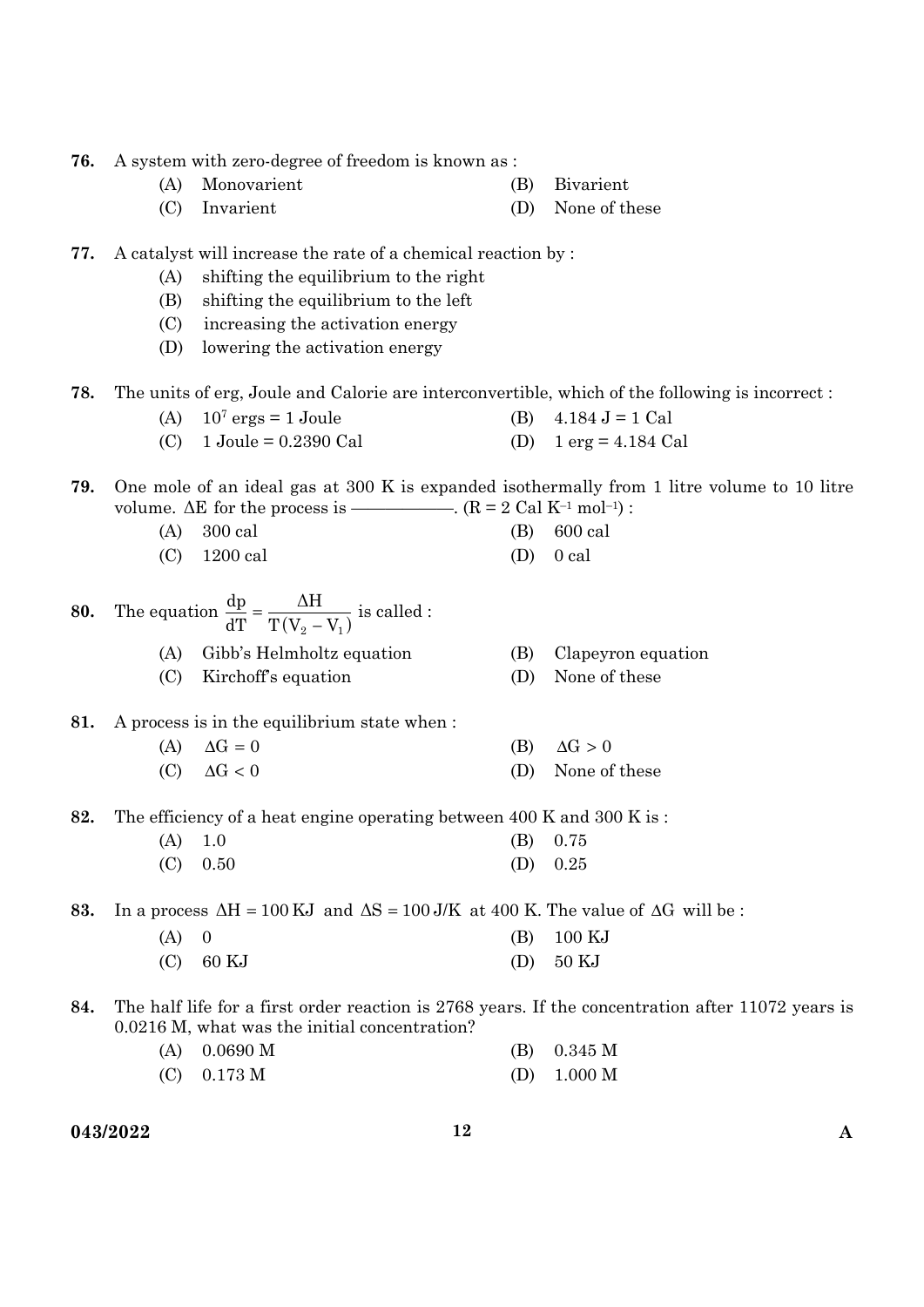76. A system with zero-degree of freedom is known as :

(A) Monovarient
(B) Bivarient
(C) Invarient
(D) None of these

77. A catalyst will increase the rate of a chemical reaction by :

(A) shifting the equilibrium to the right
(B) shifting the equilibrium to the left
(C) increasing the activation energy
(D) lowering the activation energy

78. The units of erg, Joule and Calorie are interconvertible, which of the following is incorrect :

(A) $10^7$ ergs = 1 Joule
(B) 4.184 J = 1 Cal
(C) 1 Joule = 0.2390 Cal
(D) 1 erg = 4.184 Cal

79. One mole of an ideal gas at 300 K is expanded isothermally from 1 litre volume to 10 litre volume. $\Delta E$ for the process is ————. (R = 2 Cal $K^{-1}$ $mol^{-1}$) :

(A) 300 cal
(B) 600 cal
(C) 1200 cal
(D) 0 cal

80. The equation $\frac{dp}{dT} = \frac{\Delta H}{T(V_2 - V_1)}$ is called :

(A) Gibb's Helmholtz equation
(B) Clapeyron equation
(C) Kirchoff's equation
(D) None of these

81. A process is in the equilibrium state when :

(A) $\Delta G = 0$
(B) $\Delta G > 0$
(C) $\Delta G < 0$
(D) None of these

82. The efficiency of a heat engine operating between 400 K and 300 K is :

(A) 1.0
(B) 0.75
(C) 0.50
(D) 0.25

83. In a process $\Delta H = 100$ KJ and $\Delta S = 100$ J/K at 400 K. The value of $\Delta G$ will be :

(A) 0
(B) 100 KJ
(C) 60 KJ
(D) 50 KJ

84. The half life for a first order reaction is 2768 years. If the concentration after 11072 years is 0.0216 M, what was the initial concentration?

(A) 0.0690 M
(B) 0.345 M
(C) 0.173 M
(D) 1.000 M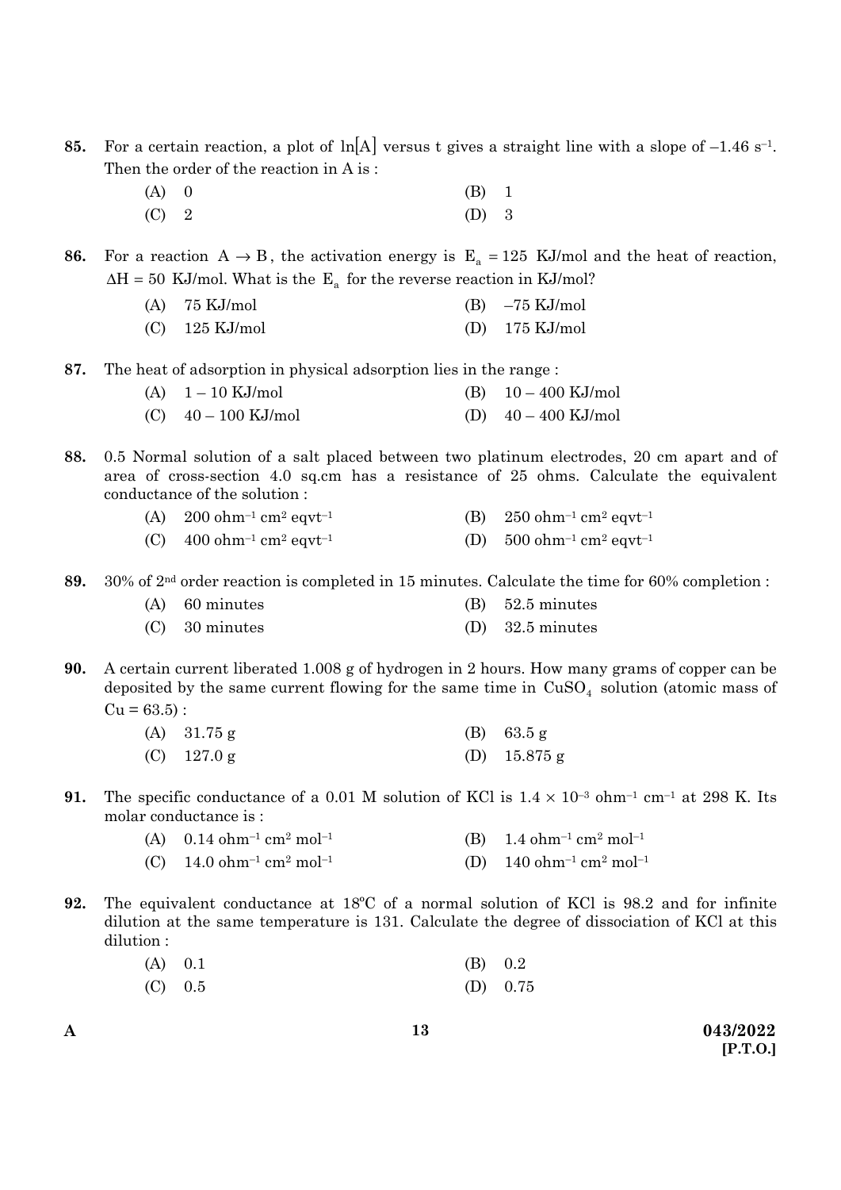85. For a certain reaction, a plot of $\ln[A]$ versus t gives a straight line with a slope of $-1.46\ s^{-1}$. Then the order of the reaction in A is :

(A) 0
(B) 1
(C) 2
(D) 3

86. For a reaction $A \rightarrow B$, the activation energy is $E_a = 125$ KJ/mol and the heat of reaction, $\Delta H = 50$ KJ/mol. What is the $E_a$ for the reverse reaction in KJ/mol?

(A) 75 KJ/mol
(B) –75 KJ/mol
(C) 125 KJ/mol
(D) 175 KJ/mol

87. The heat of adsorption in physical adsorption lies in the range :

(A) 1 – 10 KJ/mol
(B) 10 – 400 KJ/mol
(C) 40 – 100 KJ/mol
(D) 40 – 400 KJ/mol

88. 0.5 Normal solution of a salt placed between two platinum electrodes, 20 cm apart and of area of cross-section 4.0 sq.cm has a resistance of 25 ohms. Calculate the equivalent conductance of the solution :

(A) 200 $ohm^{-1}\ cm^2\ eqvt^{-1}$
(B) 250 $ohm^{-1}\ cm^2\ eqvt^{-1}$
(C) 400 $ohm^{-1}\ cm^2\ eqvt^{-1}$
(D) 500 $ohm^{-1}\ cm^2\ eqvt^{-1}$

89. 30% of $2^{nd}$ order reaction is completed in 15 minutes. Calculate the time for 60% completion :

(A) 60 minutes
(B) 52.5 minutes
(C) 30 minutes
(D) 32.5 minutes

90. A certain current liberated 1.008 g of hydrogen in 2 hours. How many grams of copper can be deposited by the same current flowing for the same time in $CuSO_4$ solution (atomic mass of Cu = 63.5) :

(A) 31.75 g
(B) 63.5 g
(C) 127.0 g
(D) 15.875 g

91. The specific conductance of a 0.01 M solution of KCl is $1.4 \times 10^{-3}\ ohm^{-1}\ cm^{-1}$ at 298 K. Its molar conductance is :

(A) 0.14 $ohm^{-1}\ cm^2\ mol^{-1}$
(B) 1.4 $ohm^{-1}\ cm^2\ mol^{-1}$
(C) 14.0 $ohm^{-1}\ cm^2\ mol^{-1}$
(D) 140 $ohm^{-1}\ cm^2\ mol^{-1}$

92. The equivalent conductance at 18ºC of a normal solution of KCl is 98.2 and for infinite dilution at the same temperature is 131. Calculate the degree of dissociation of KCl at this dilution :

(A) 0.1
(B) 0.2
(C) 0.5
(D) 0.75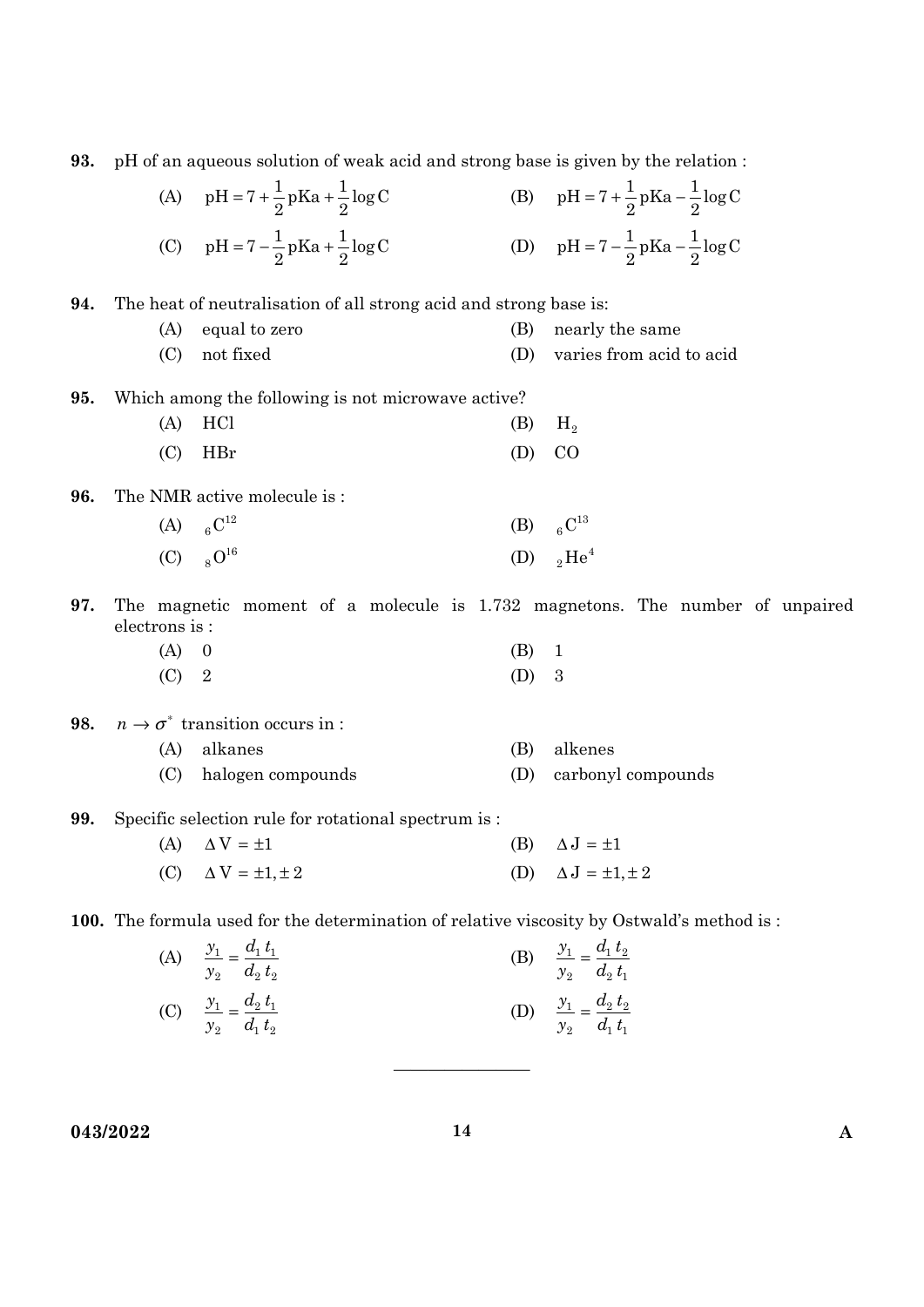93. pH of an aqueous solution of weak acid and strong base is given by the relation :

(A) $pH = 7 + \frac{1}{2}pKa + \frac{1}{2}\log C$

(B) $pH = 7 + \frac{1}{2}pKa - \frac{1}{2}\log C$

(C) $pH = 7 - \frac{1}{2}pKa + \frac{1}{2}\log C$

(D) $pH = 7 - \frac{1}{2}pKa - \frac{1}{2}\log C$

94. The heat of neutralisation of all strong acid and strong base is:

(A) equal to zero

(B) nearly the same

(C) not fixed

(D) varies from acid to acid

95. Which among the following is not microwave active?

(A) HCl

(B) $H_2$

(C) HBr

(D) CO

96. The NMR active molecule is :

(A) ${}_{6}C^{12}$

(B) ${}_{6}C^{13}$

(C) ${}_{8}O^{16}$

(D) ${}_{2}He^{4}$

97. The magnetic moment of a molecule is 1.732 magnetons. The number of unpaired electrons is :

(A) 0

(B) 1

(C) 2

(D) 3

98. $n \rightarrow \sigma^*$ transition occurs in :

(A) alkanes

(B) alkenes

(C) halogen compounds

(D) carbonyl compounds

99. Specific selection rule for rotational spectrum is :

(A) $\Delta V = \pm 1$

(B) $\Delta J = \pm 1$

(C) $\Delta V = \pm 1, \pm 2$

(D) $\Delta J = \pm 1, \pm 2$

100. The formula used for the determination of relative viscosity by Ostwald's method is :

(A) $\frac{y_1}{y_2} = \frac{d_1\, t_1}{d_2\, t_2}$

(B) $\frac{y_1}{y_2} = \frac{d_1\, t_2}{d_2\, t_1}$

(C) $\frac{y_1}{y_2} = \frac{d_2\, t_1}{d_1\, t_2}$

(D) $\frac{y_1}{y_2} = \frac{d_2\, t_2}{d_1\, t_1}$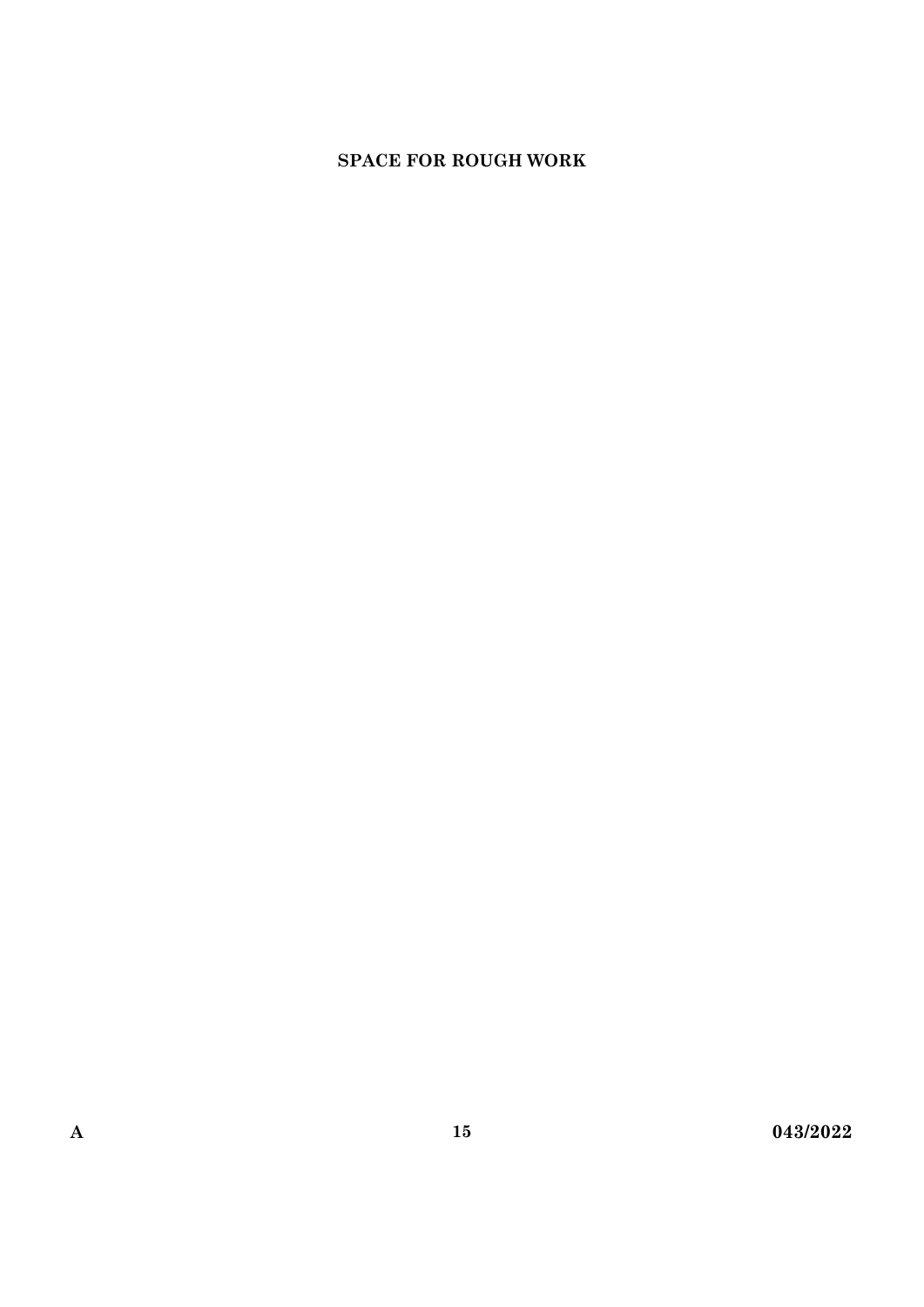**SPACE FOR ROUGH WORK**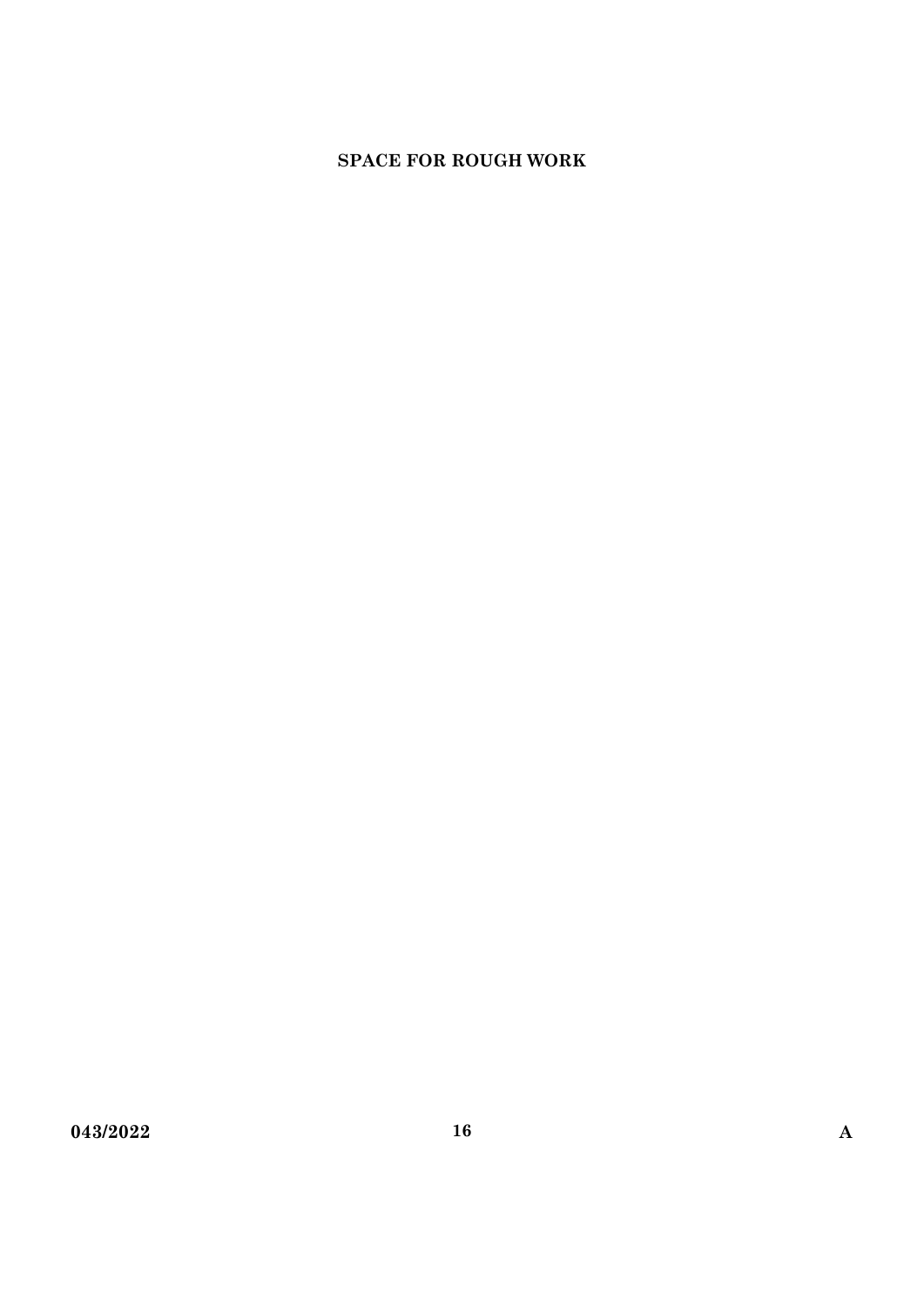**SPACE FOR ROUGH WORK**